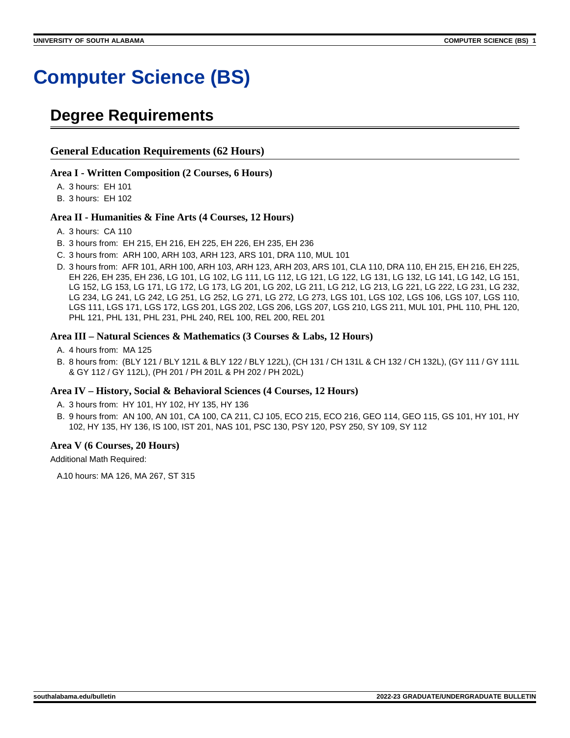# Computer Science (BS)

## Degree Requirements

### General Education Requirements (62 Hours)

#### Area I - Written Composition (2 Courses, 6 Hours)

A. 3 hours: EH 101
B. 3 hours: EH 102

#### Area II - Humanities & Fine Arts (4 Courses, 12 Hours)

A. 3 hours: CA 110
B. 3 hours from: EH 215, EH 216, EH 225, EH 226, EH 235, EH 236
C. 3 hours from: ARH 100, ARH 103, ARH 123, ARS 101, DRA 110, MUL 101
D. 3 hours from: AFR 101, ARH 100, ARH 103, ARH 123, ARH 203, ARS 101, CLA 110, DRA 110, EH 215, EH 216, EH 225, EH 226, EH 235, EH 236, LG 101, LG 102, LG 111, LG 112, LG 121, LG 122, LG 131, LG 132, LG 141, LG 142, LG 151, LG 152, LG 153, LG 171, LG 172, LG 173, LG 201, LG 202, LG 211, LG 212, LG 213, LG 221, LG 222, LG 231, LG 232, LG 234, LG 241, LG 242, LG 251, LG 252, LG 271, LG 272, LG 273, LGS 101, LGS 102, LGS 106, LGS 107, LGS 110, LGS 111, LGS 171, LGS 172, LGS 201, LGS 202, LGS 206, LGS 207, LGS 210, LGS 211, MUL 101, PHL 110, PHL 120, PHL 121, PHL 131, PHL 231, PHL 240, REL 100, REL 200, REL 201

#### Area III – Natural Sciences & Mathematics (3 Courses & Labs, 12 Hours)

A. 4 hours from: MA 125
B. 8 hours from: (BLY 121 / BLY 121L & BLY 122 / BLY 122L), (CH 131 / CH 131L & CH 132 / CH 132L), (GY 111 / GY 111L & GY 112 / GY 112L), (PH 201 / PH 201L & PH 202 / PH 202L)

#### Area IV – History, Social & Behavioral Sciences (4 Courses, 12 Hours)

A. 3 hours from: HY 101, HY 102, HY 135, HY 136
B. 9 hours from: AN 100, AN 101, CA 100, CA 211, CJ 105, ECO 215, ECO 216, GEO 114, GEO 115, GS 101, HY 101, HY 102, HY 135, HY 136, IS 100, IST 201, NAS 101, PSC 130, PSY 120, PSY 250, SY 109, SY 112

#### Area V (6 Courses, 20 Hours)

Additional Math Required:

A. 10 hours: MA 126, MA 267, ST 315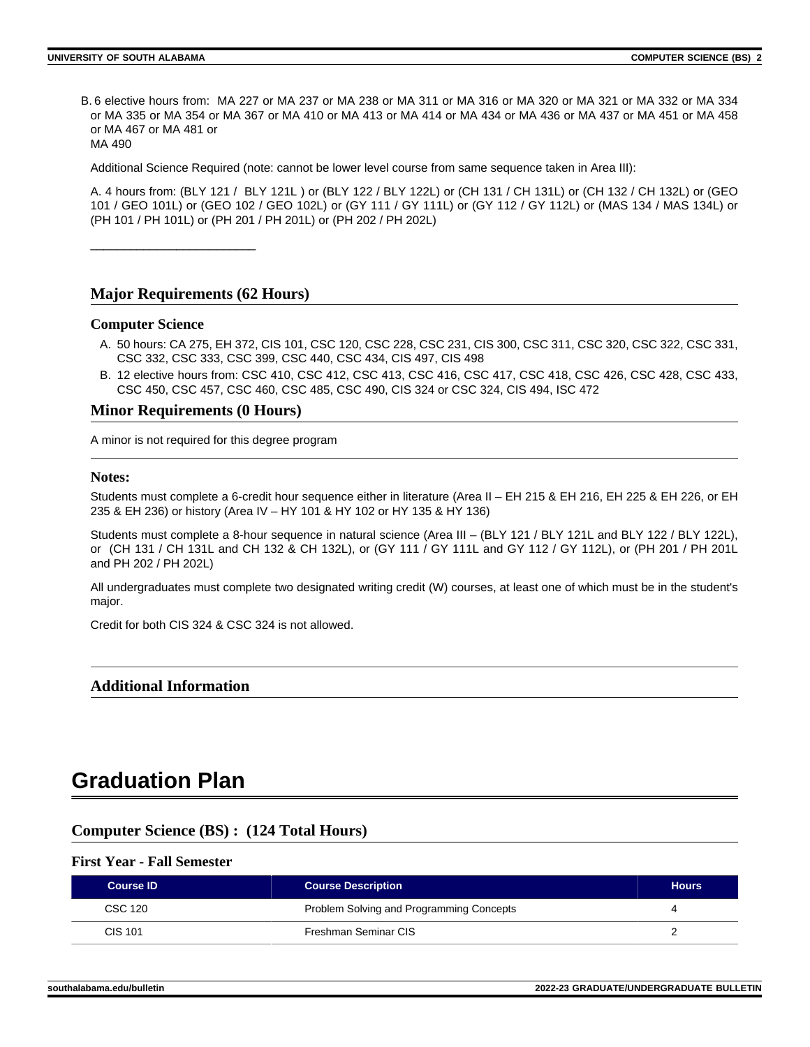B. 6 elective hours from: MA 227 or MA 237 or MA 238 or MA 311 or MA 316 or MA 320 or MA 321 or MA 332 or MA 334 or MA 335 or MA 354 or MA 367 or MA 410 or MA 413 or MA 414 or MA 434 or MA 436 or MA 437 or MA 451 or MA 458 or MA 467 or MA 481 or
MA 490

Additional Science Required (note: cannot be lower level course from same sequence taken in Area III):

A. 4 hours from: (BLY 121 / BLY 121L ) or (BLY 122 / BLY 122L) or (CH 131 / CH 131L) or (CH 132 / CH 132L) or (GEO 101 / GEO 101L) or (GEO 102 / GEO 102L) or (GY 111 / GY 111L) or (GY 112 / GY 112L) or (MAS 134 / MAS 134L) or (PH 101 / PH 101L) or (PH 201 / PH 201L) or (PH 202 / PH 202L)

___________________________

## Major Requirements (62 Hours)

### Computer Science

A. 50 hours: CA 275, EH 372, CIS 101, CSC 120, CSC 228, CSC 231, CIS 300, CSC 311, CSC 320, CSC 322, CSC 331, CSC 332, CSC 333, CSC 399, CSC 440, CSC 434, CIS 497, CIS 498
B. 12 elective hours from: CSC 410, CSC 412, CSC 413, CSC 416, CSC 417, CSC 418, CSC 426, CSC 428, CSC 433, CSC 450, CSC 457, CSC 460, CSC 485, CSC 490, CIS 324 or CSC 324, CIS 494, ISC 472

## Minor Requirements (0 Hours)

A minor is not required for this degree program

### Notes:

Students must complete a 6-credit hour sequence either in literature (Area II – EH 215 & EH 216, EH 225 & EH 226, or EH 235 & EH 236) or history (Area IV – HY 101 & HY 102 or HY 135 & HY 136)

Students must complete a 8-hour sequence in natural science (Area III – (BLY 121 / BLY 121L and BLY 122 / BLY 122L), or (CH 131 / CH 131L and CH 132 & CH 132L), or (GY 111 / GY 111L and GY 112 / GY 112L), or (PH 201 / PH 201L and PH 202 / PH 202L)

All undergraduates must complete two designated writing credit (W) courses, at least one of which must be in the student's major.

Credit for both CIS 324 & CSC 324 is not allowed.

## Additional Information

# Graduation Plan

## Computer Science (BS) : (124 Total Hours)

### First Year - Fall Semester

| Course ID | Course Description | Hours |
|---|---|---|
| CSC 120 | Problem Solving and Programming Concepts | 4 |
| CIS 101 | Freshman Seminar CIS | 2 |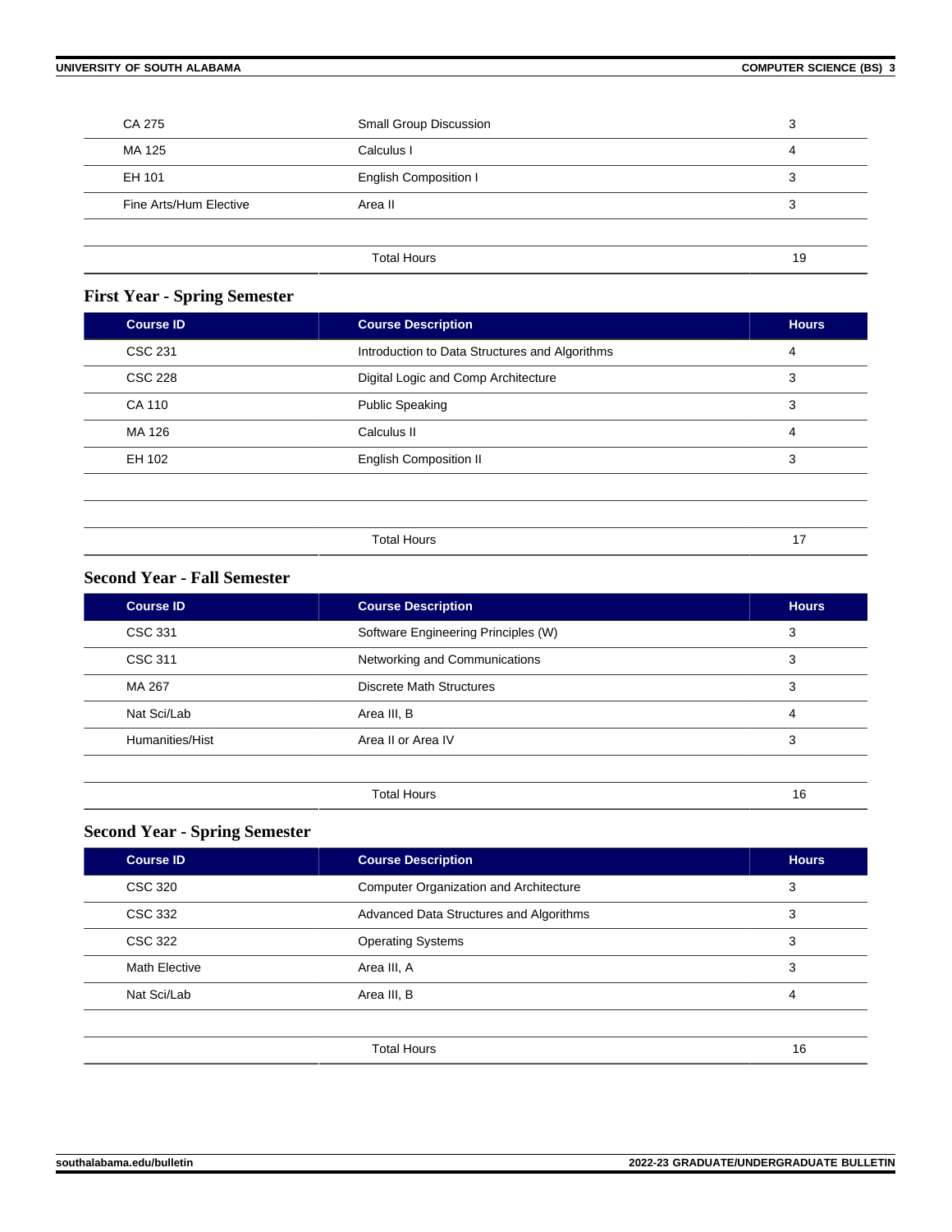| | | |
|---|---|---|
| CA 275 | Small Group Discussion | 3 |
| MA 125 | Calculus I | 4 |
| EH 101 | English Composition I | 3 |
| Fine Arts/Hum Elective | Area II | 3 |
| | Total Hours | 19 |

### First Year - Spring Semester

| Course ID | Course Description | Hours |
|---|---|---|
| CSC 231 | Introduction to Data Structures and Algorithms | 4 |
| CSC 228 | Digital Logic and Comp Architecture | 3 |
| CA 110 | Public Speaking | 3 |
| MA 126 | Calculus II | 4 |
| EH 102 | English Composition II | 3 |
| | Total Hours | 17 |

### Second Year - Fall Semester

| Course ID | Course Description | Hours |
|---|---|---|
| CSC 331 | Software Engineering Principles (W) | 3 |
| CSC 311 | Networking and Communications | 3 |
| MA 267 | Discrete Math Structures | 3 |
| Nat Sci/Lab | Area III, B | 4 |
| Humanities/Hist | Area II or Area IV | 3 |
| | Total Hours | 16 |

### Second Year - Spring Semester

| Course ID | Course Description | Hours |
|---|---|---|
| CSC 320 | Computer Organization and Architecture | 3 |
| CSC 332 | Advanced Data Structures and Algorithms | 3 |
| CSC 322 | Operating Systems | 3 |
| Math Elective | Area III, A | 3 |
| Nat Sci/Lab | Area III, B | 4 |
| | Total Hours | 16 |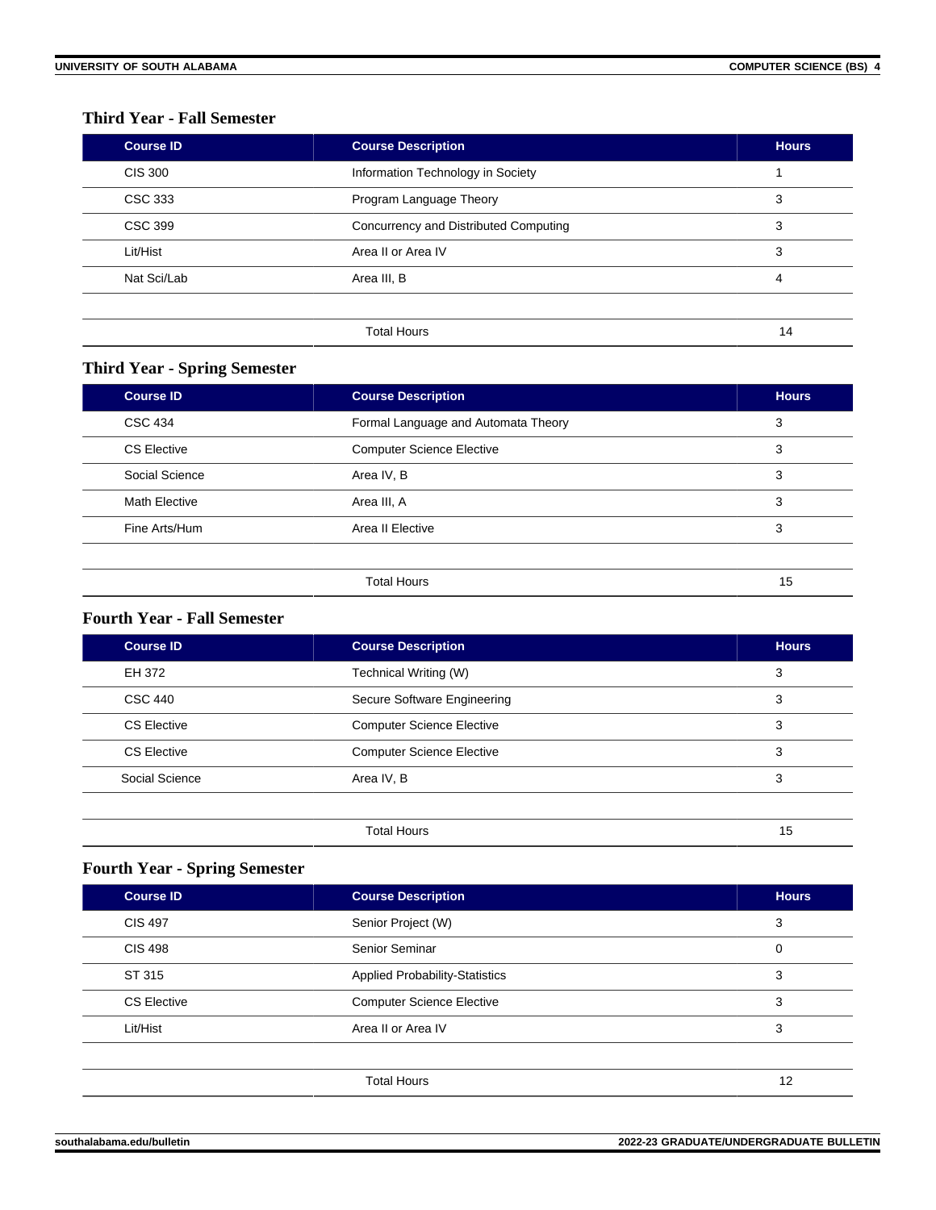### Third Year - Fall Semester

| Course ID | Course Description | Hours |
| --- | --- | --- |
| CIS 300 | Information Technology in Society | 1 |
| CSC 333 | Program Language Theory | 3 |
| CSC 399 | Concurrency and Distributed Computing | 3 |
| Lit/Hist | Area II or Area IV | 3 |
| Nat Sci/Lab | Area III, B | 4 |
| | Total Hours | 14 |

### Third Year - Spring Semester

| Course ID | Course Description | Hours |
| --- | --- | --- |
| CSC 434 | Formal Language and Automata Theory | 3 |
| CS Elective | Computer Science Elective | 3 |
| Social Science | Area IV, B | 3 |
| Math Elective | Area III, A | 3 |
| Fine Arts/Hum | Area II Elective | 3 |
| | Total Hours | 15 |

### Fourth Year - Fall Semester

| Course ID | Course Description | Hours |
| --- | --- | --- |
| EH 372 | Technical Writing (W) | 3 |
| CSC 440 | Secure Software Engineering | 3 |
| CS Elective | Computer Science Elective | 3 |
| CS Elective | Computer Science Elective | 3 |
| Social Science | Area IV, B | 3 |
| | Total Hours | 15 |

### Fourth Year - Spring Semester

| Course ID | Course Description | Hours |
| --- | --- | --- |
| CIS 497 | Senior Project (W) | 3 |
| CIS 498 | Senior Seminar | 0 |
| ST 315 | Applied Probability-Statistics | 3 |
| CS Elective | Computer Science Elective | 3 |
| Lit/Hist | Area II or Area IV | 3 |
| | Total Hours | 12 |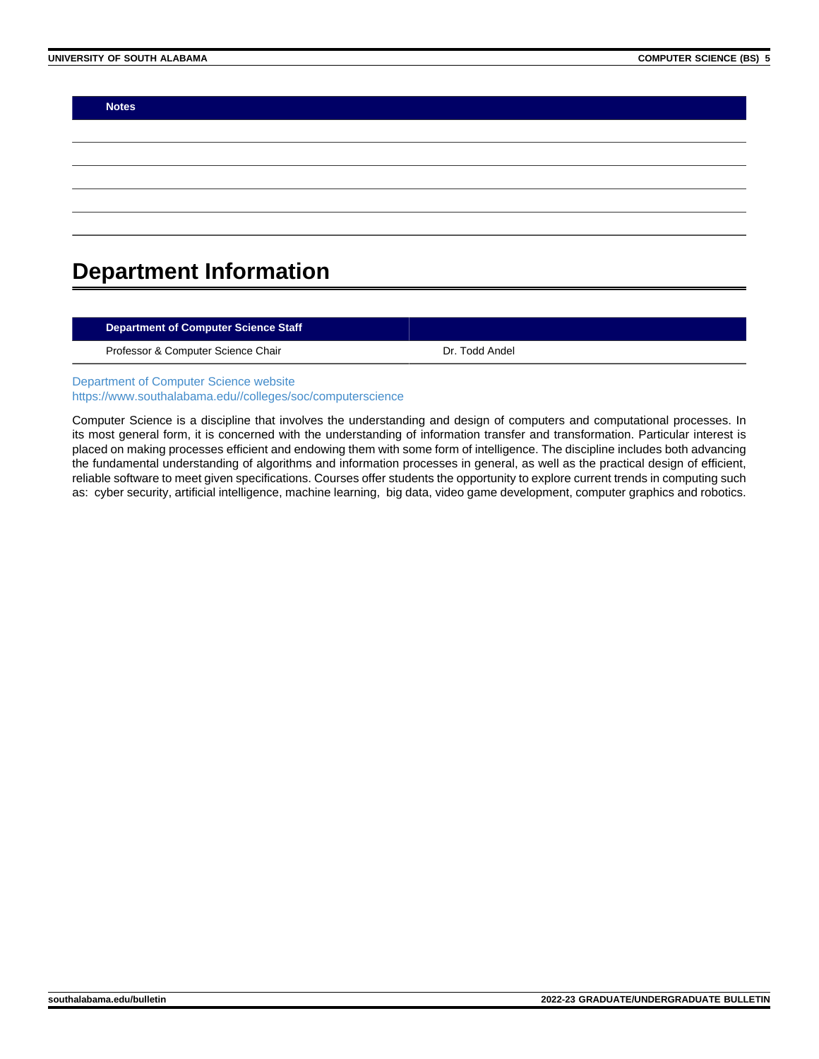| Notes |
| --- |
| |
| |
| |
| |
| |

# Department Information

| Department of Computer Science Staff | |
| --- | --- |
| Professor & Computer Science Chair | Dr. Todd Andel |

Department of Computer Science website
https://www.southalabama.edu//colleges/soc/computerscience

Computer Science is a discipline that involves the understanding and design of computers and computational processes. In its most general form, it is concerned with the understanding of information transfer and transformation. Particular interest is placed on making processes efficient and endowing them with some form of intelligence. The discipline includes both advancing the fundamental understanding of algorithms and information processes in general, as well as the practical design of efficient, reliable software to meet given specifications. Courses offer students the opportunity to explore current trends in computing such as: cyber security, artificial intelligence, machine learning, big data, video game development, computer graphics and robotics.